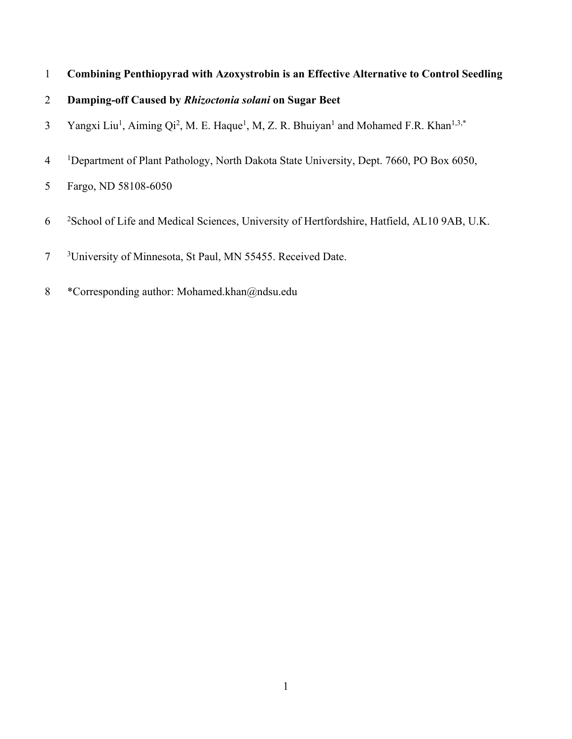# Combining Penthiopyrad with Azoxystrobin is an Effective Alternative to Control Seedling Damping-off Caused by *Rhizoctonia solani* on Sugar Beet

Yangxi Liu[1], Aiming Qi[2], M. E. Haque[1], M, Z. R. Bhuiyan[1] and Mohamed F.R. Khan[1,3,*]

[1]Department of Plant Pathology, North Dakota State University, Dept. 7660, PO Box 6050, Fargo, ND 58108-6050

[2]School of Life and Medical Sciences, University of Hertfordshire, Hatfield, AL10 9AB, U.K.

[3]University of Minnesota, St Paul, MN 55455. Received Date.

*Corresponding author: Mohamed.khan@ndsu.edu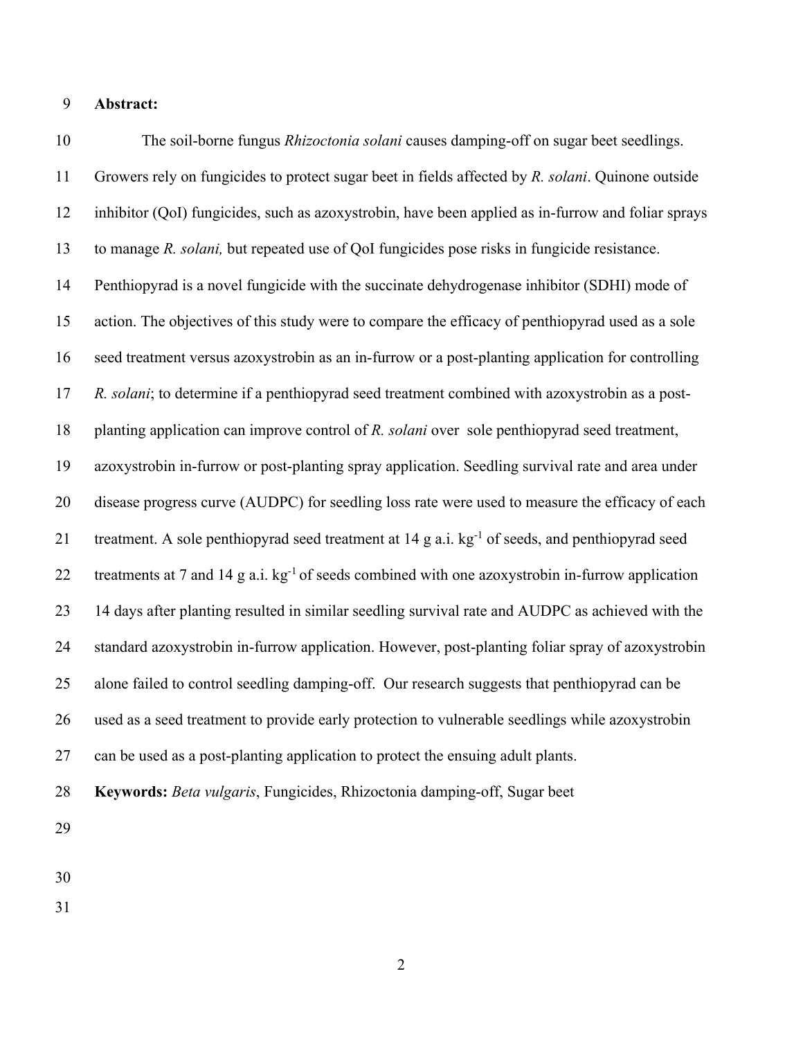**Abstract:**

The soil-borne fungus *Rhizoctonia solani* causes damping-off on sugar beet seedlings. Growers rely on fungicides to protect sugar beet in fields affected by *R. solani*. Quinone outside inhibitor (QoI) fungicides, such as azoxystrobin, have been applied as in-furrow and foliar sprays to manage *R. solani,* but repeated use of QoI fungicides pose risks in fungicide resistance. Penthiopyrad is a novel fungicide with the succinate dehydrogenase inhibitor (SDHI) mode of action. The objectives of this study were to compare the efficacy of penthiopyrad used as a sole seed treatment versus azoxystrobin as an in-furrow or a post-planting application for controlling *R. solani*; to determine if a penthiopyrad seed treatment combined with azoxystrobin as a post-planting application can improve control of *R. solani* over sole penthiopyrad seed treatment, azoxystrobin in-furrow or post-planting spray application. Seedling survival rate and area under disease progress curve (AUDPC) for seedling loss rate were used to measure the efficacy of each treatment. A sole penthiopyrad seed treatment at 14 g a.i. $kg^{-1}$ of seeds, and penthiopyrad seed treatments at 7 and 14 g a.i. $kg^{-1}$ of seeds combined with one azoxystrobin in-furrow application 14 days after planting resulted in similar seedling survival rate and AUDPC as achieved with the standard azoxystrobin in-furrow application. However, post-planting foliar spray of azoxystrobin alone failed to control seedling damping-off. Our research suggests that penthiopyrad can be used as a seed treatment to provide early protection to vulnerable seedlings while azoxystrobin can be used as a post-planting application to protect the ensuing adult plants.

**Keywords:** *Beta vulgaris*, Fungicides, Rhizoctonia damping-off, Sugar beet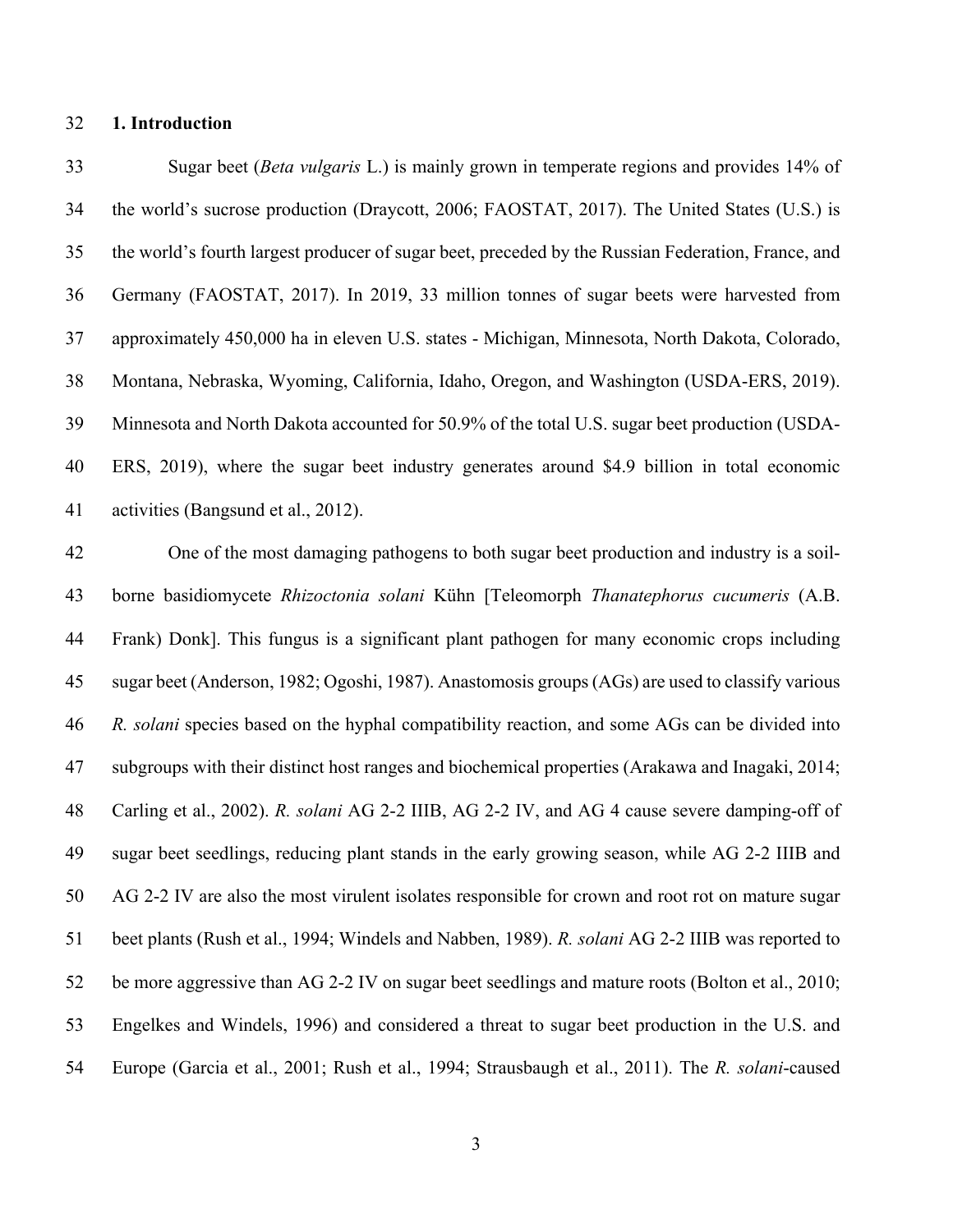## 1. Introduction

Sugar beet (*Beta vulgaris* L.) is mainly grown in temperate regions and provides 14% of the world's sucrose production (Draycott, 2006; FAOSTAT, 2017). The United States (U.S.) is the world's fourth largest producer of sugar beet, preceded by the Russian Federation, France, and Germany (FAOSTAT, 2017). In 2019, 33 million tonnes of sugar beets were harvested from approximately 450,000 ha in eleven U.S. states - Michigan, Minnesota, North Dakota, Colorado, Montana, Nebraska, Wyoming, California, Idaho, Oregon, and Washington (USDA-ERS, 2019). Minnesota and North Dakota accounted for 50.9% of the total U.S. sugar beet production (USDA-ERS, 2019), where the sugar beet industry generates around $4.9 billion in total economic activities (Bangsund et al., 2012).

One of the most damaging pathogens to both sugar beet production and industry is a soil-borne basidiomycete *Rhizoctonia solani* Kühn [Teleomorph *Thanatephorus cucumeris* (A.B. Frank) Donk]. This fungus is a significant plant pathogen for many economic crops including sugar beet (Anderson, 1982; Ogoshi, 1987). Anastomosis groups (AGs) are used to classify various *R. solani* species based on the hyphal compatibility reaction, and some AGs can be divided into subgroups with their distinct host ranges and biochemical properties (Arakawa and Inagaki, 2014; Carling et al., 2002). *R. solani* AG 2-2 IIIB, AG 2-2 IV, and AG 4 cause severe damping-off of sugar beet seedlings, reducing plant stands in the early growing season, while AG 2-2 IIIB and AG 2-2 IV are also the most virulent isolates responsible for crown and root rot on mature sugar beet plants (Rush et al., 1994; Windels and Nabben, 1989). *R. solani* AG 2-2 IIIB was reported to be more aggressive than AG 2-2 IV on sugar beet seedlings and mature roots (Bolton et al., 2010; Engelkes and Windels, 1996) and considered a threat to sugar beet production in the U.S. and Europe (Garcia et al., 2001; Rush et al., 1994; Strausbaugh et al., 2011). The *R. solani*-caused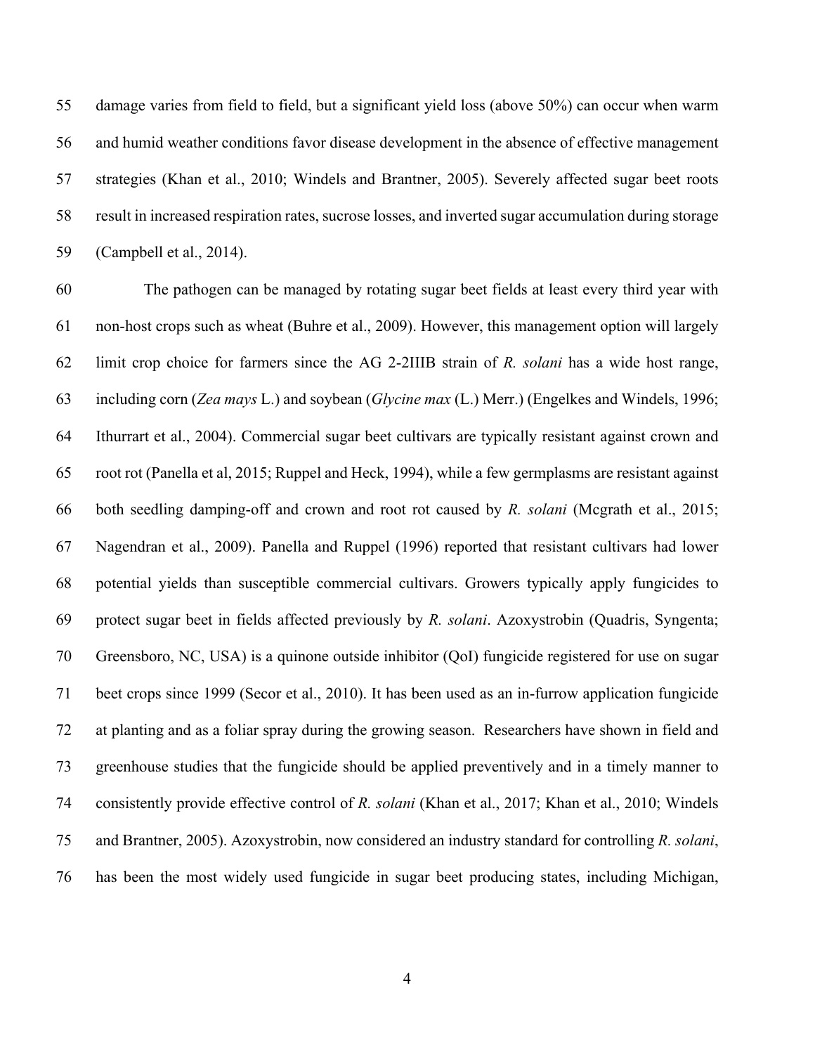damage varies from field to field, but a significant yield loss (above 50%) can occur when warm and humid weather conditions favor disease development in the absence of effective management strategies (Khan et al., 2010; Windels and Brantner, 2005). Severely affected sugar beet roots result in increased respiration rates, sucrose losses, and inverted sugar accumulation during storage (Campbell et al., 2014).

The pathogen can be managed by rotating sugar beet fields at least every third year with non-host crops such as wheat (Buhre et al., 2009). However, this management option will largely limit crop choice for farmers since the AG 2-2IIIB strain of *R. solani* has a wide host range, including corn (*Zea mays* L.) and soybean (*Glycine max* (L.) Merr.) (Engelkes and Windels, 1996; Ithurrart et al., 2004). Commercial sugar beet cultivars are typically resistant against crown and root rot (Panella et al, 2015; Ruppel and Heck, 1994), while a few germplasms are resistant against both seedling damping-off and crown and root rot caused by *R. solani* (Mcgrath et al., 2015; Nagendran et al., 2009). Panella and Ruppel (1996) reported that resistant cultivars had lower potential yields than susceptible commercial cultivars. Growers typically apply fungicides to protect sugar beet in fields affected previously by *R. solani*. Azoxystrobin (Quadris, Syngenta; Greensboro, NC, USA) is a quinone outside inhibitor (QoI) fungicide registered for use on sugar beet crops since 1999 (Secor et al., 2010). It has been used as an in-furrow application fungicide at planting and as a foliar spray during the growing season. Researchers have shown in field and greenhouse studies that the fungicide should be applied preventively and in a timely manner to consistently provide effective control of *R. solani* (Khan et al., 2017; Khan et al., 2010; Windels and Brantner, 2005). Azoxystrobin, now considered an industry standard for controlling *R. solani*, has been the most widely used fungicide in sugar beet producing states, including Michigan,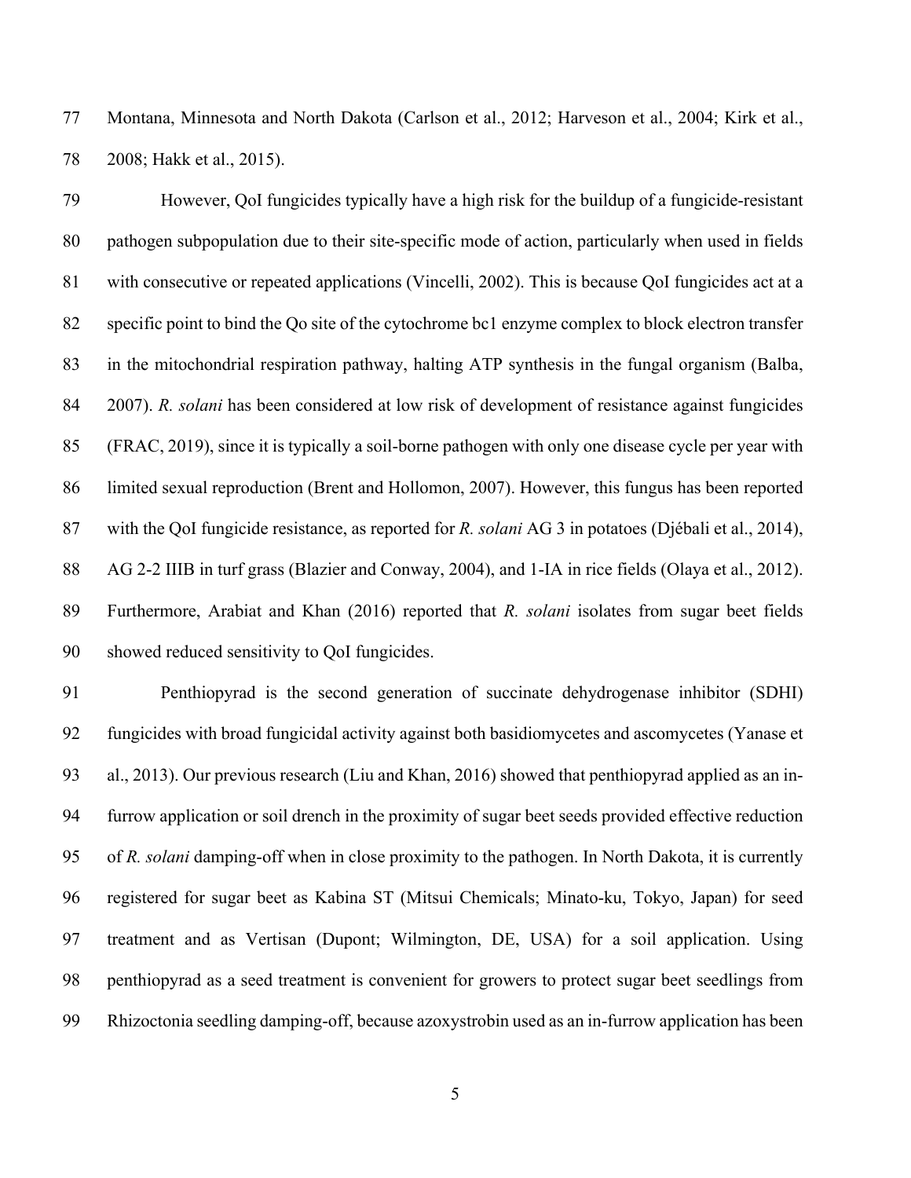Montana, Minnesota and North Dakota (Carlson et al., 2012; Harveson et al., 2004; Kirk et al., 2008; Hakk et al., 2015).

However, QoI fungicides typically have a high risk for the buildup of a fungicide-resistant pathogen subpopulation due to their site-specific mode of action, particularly when used in fields with consecutive or repeated applications (Vincelli, 2002). This is because QoI fungicides act at a specific point to bind the Qo site of the cytochrome bc1 enzyme complex to block electron transfer in the mitochondrial respiration pathway, halting ATP synthesis in the fungal organism (Balba, 2007). *R. solani* has been considered at low risk of development of resistance against fungicides (FRAC, 2019), since it is typically a soil-borne pathogen with only one disease cycle per year with limited sexual reproduction (Brent and Hollomon, 2007). However, this fungus has been reported with the QoI fungicide resistance, as reported for *R. solani* AG 3 in potatoes (Djébali et al., 2014), AG 2-2 IIIB in turf grass (Blazier and Conway, 2004), and 1-IA in rice fields (Olaya et al., 2012). Furthermore, Arabiat and Khan (2016) reported that *R. solani* isolates from sugar beet fields showed reduced sensitivity to QoI fungicides.

Penthiopyrad is the second generation of succinate dehydrogenase inhibitor (SDHI) fungicides with broad fungicidal activity against both basidiomycetes and ascomycetes (Yanase et al., 2013). Our previous research (Liu and Khan, 2016) showed that penthiopyrad applied as an in-furrow application or soil drench in the proximity of sugar beet seeds provided effective reduction of *R. solani* damping-off when in close proximity to the pathogen. In North Dakota, it is currently registered for sugar beet as Kabina ST (Mitsui Chemicals; Minato-ku, Tokyo, Japan) for seed treatment and as Vertisan (Dupont; Wilmington, DE, USA) for a soil application. Using penthiopyrad as a seed treatment is convenient for growers to protect sugar beet seedlings from Rhizoctonia seedling damping-off, because azoxystrobin used as an in-furrow application has been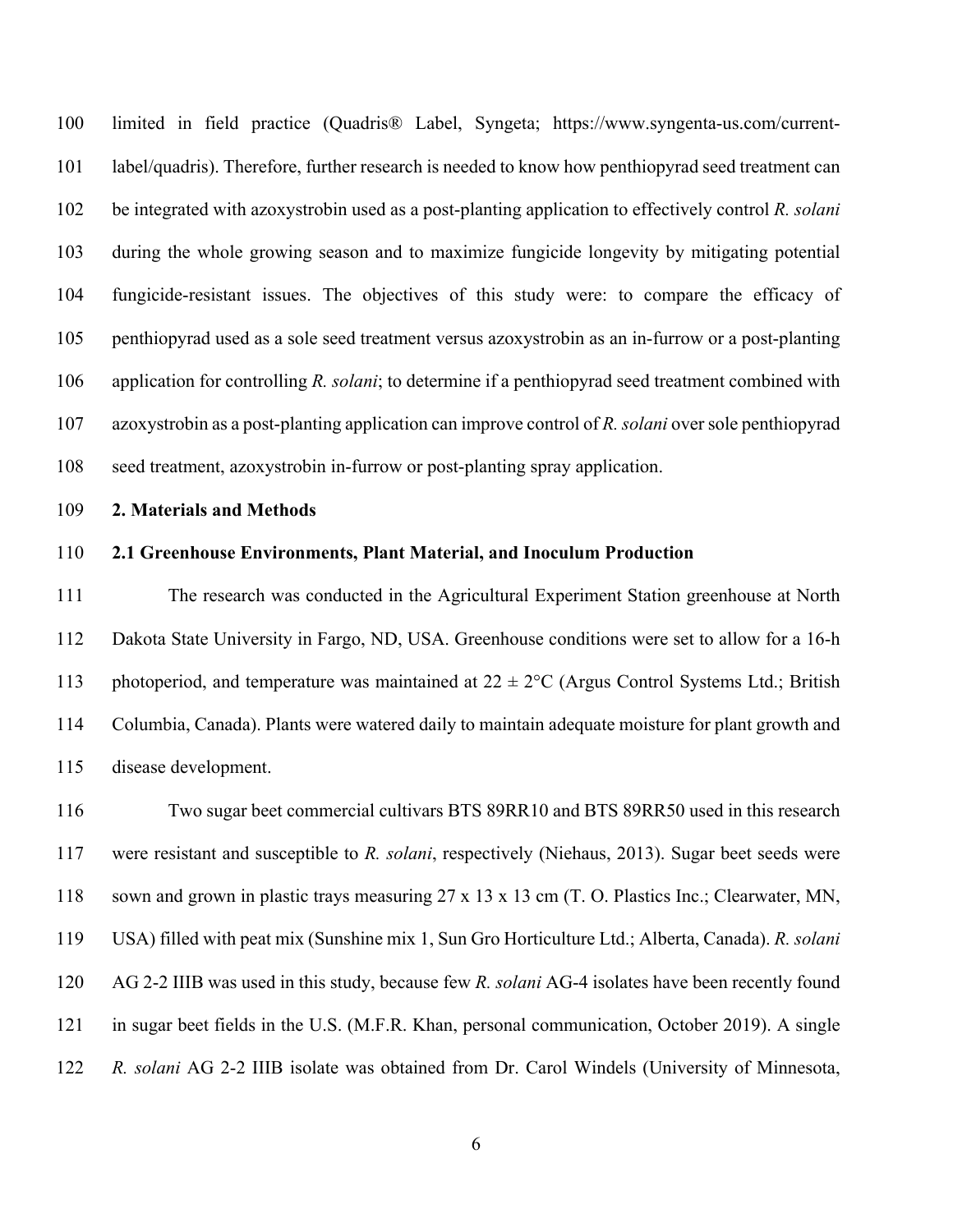limited in field practice (Quadris® Label, Syngeta; https://www.syngenta-us.com/current-label/quadris). Therefore, further research is needed to know how penthiopyrad seed treatment can be integrated with azoxystrobin used as a post-planting application to effectively control *R. solani* during the whole growing season and to maximize fungicide longevity by mitigating potential fungicide-resistant issues. The objectives of this study were: to compare the efficacy of penthiopyrad used as a sole seed treatment versus azoxystrobin as an in-furrow or a post-planting application for controlling *R. solani*; to determine if a penthiopyrad seed treatment combined with azoxystrobin as a post-planting application can improve control of *R. solani* over sole penthiopyrad seed treatment, azoxystrobin in-furrow or post-planting spray application.

## 2. Materials and Methods

### 2.1 Greenhouse Environments, Plant Material, and Inoculum Production

The research was conducted in the Agricultural Experiment Station greenhouse at North Dakota State University in Fargo, ND, USA. Greenhouse conditions were set to allow for a 16-h photoperiod, and temperature was maintained at $22 \pm 2°C$ (Argus Control Systems Ltd.; British Columbia, Canada). Plants were watered daily to maintain adequate moisture for plant growth and disease development.

Two sugar beet commercial cultivars BTS 89RR10 and BTS 89RR50 used in this research were resistant and susceptible to *R. solani*, respectively (Niehaus, 2013). Sugar beet seeds were sown and grown in plastic trays measuring 27 x 13 x 13 cm (T. O. Plastics Inc.; Clearwater, MN, USA) filled with peat mix (Sunshine mix 1, Sun Gro Horticulture Ltd.; Alberta, Canada). *R. solani* AG 2-2 IIIB was used in this study, because few *R. solani* AG-4 isolates have been recently found in sugar beet fields in the U.S. (M.F.R. Khan, personal communication, October 2019). A single *R. solani* AG 2-2 IIIB isolate was obtained from Dr. Carol Windels (University of Minnesota,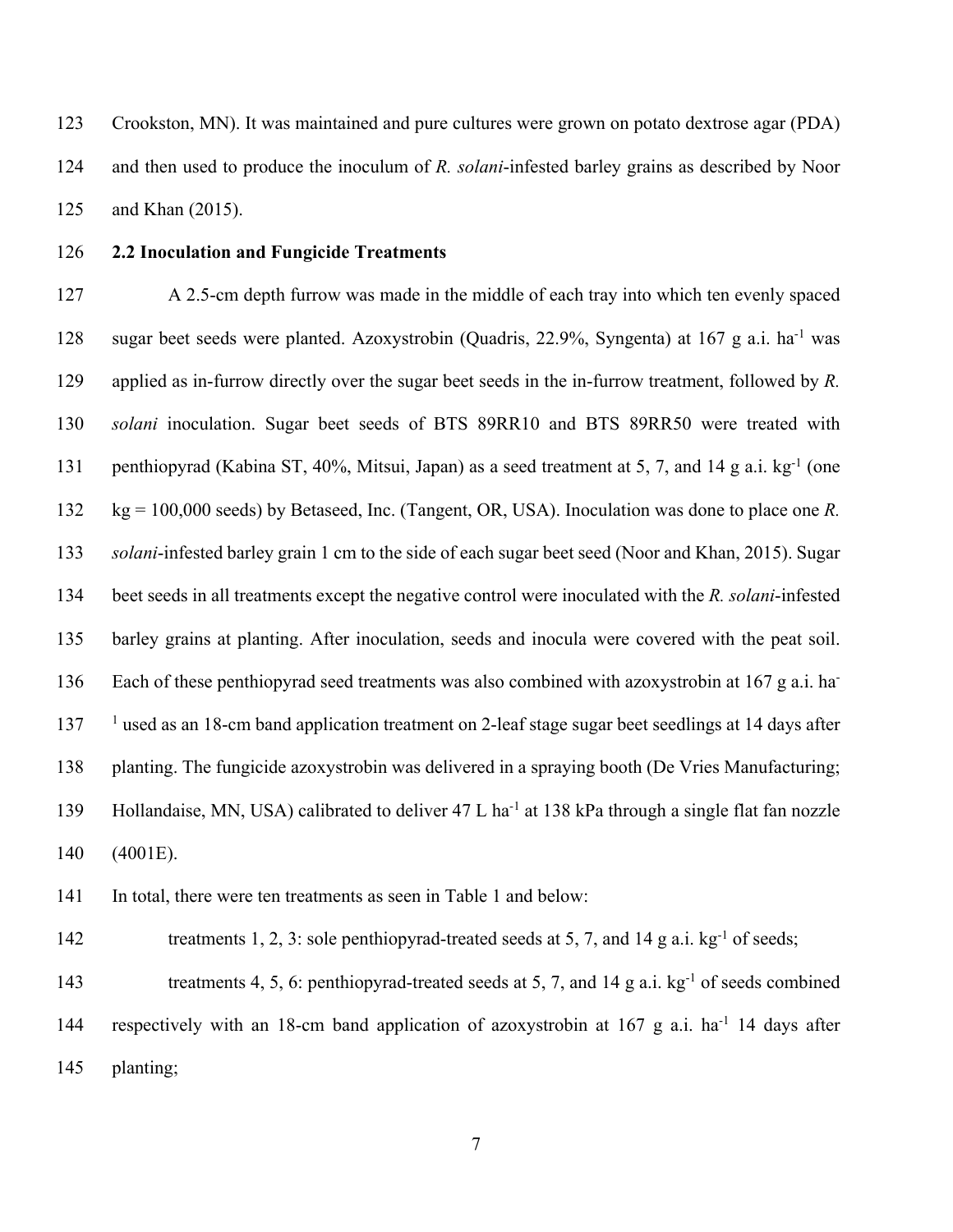Crookston, MN). It was maintained and pure cultures were grown on potato dextrose agar (PDA) and then used to produce the inoculum of *R. solani*-infested barley grains as described by Noor and Khan (2015).

### 2.2 Inoculation and Fungicide Treatments

A 2.5-cm depth furrow was made in the middle of each tray into which ten evenly spaced sugar beet seeds were planted. Azoxystrobin (Quadris, 22.9%, Syngenta) at 167 g a.i. $ha^{-1}$ was applied as in-furrow directly over the sugar beet seeds in the in-furrow treatment, followed by *R. solani* inoculation. Sugar beet seeds of BTS 89RR10 and BTS 89RR50 were treated with penthiopyrad (Kabina ST, 40%, Mitsui, Japan) as a seed treatment at 5, 7, and 14 g a.i. $kg^{-1}$ (one kg = 100,000 seeds) by Betaseed, Inc. (Tangent, OR, USA). Inoculation was done to place one *R. solani*-infested barley grain 1 cm to the side of each sugar beet seed (Noor and Khan, 2015). Sugar beet seeds in all treatments except the negative control were inoculated with the *R. solani*-infested barley grains at planting. After inoculation, seeds and inocula were covered with the peat soil. Each of these penthiopyrad seed treatments was also combined with azoxystrobin at 167 g a.i. $ha^{-1}$ used as an 18-cm band application treatment on 2-leaf stage sugar beet seedlings at 14 days after planting. The fungicide azoxystrobin was delivered in a spraying booth (De Vries Manufacturing; Hollandaise, MN, USA) calibrated to deliver 47 L $ha^{-1}$ at 138 kPa through a single flat fan nozzle (4001E).

In total, there were ten treatments as seen in Table 1 and below:

treatments 1, 2, 3: sole penthiopyrad-treated seeds at 5, 7, and 14 g a.i. $kg^{-1}$ of seeds;

treatments 4, 5, 6: penthiopyrad-treated seeds at 5, 7, and 14 g a.i. $kg^{-1}$ of seeds combined respectively with an 18-cm band application of azoxystrobin at 167 g a.i. $ha^{-1}$ 14 days after planting;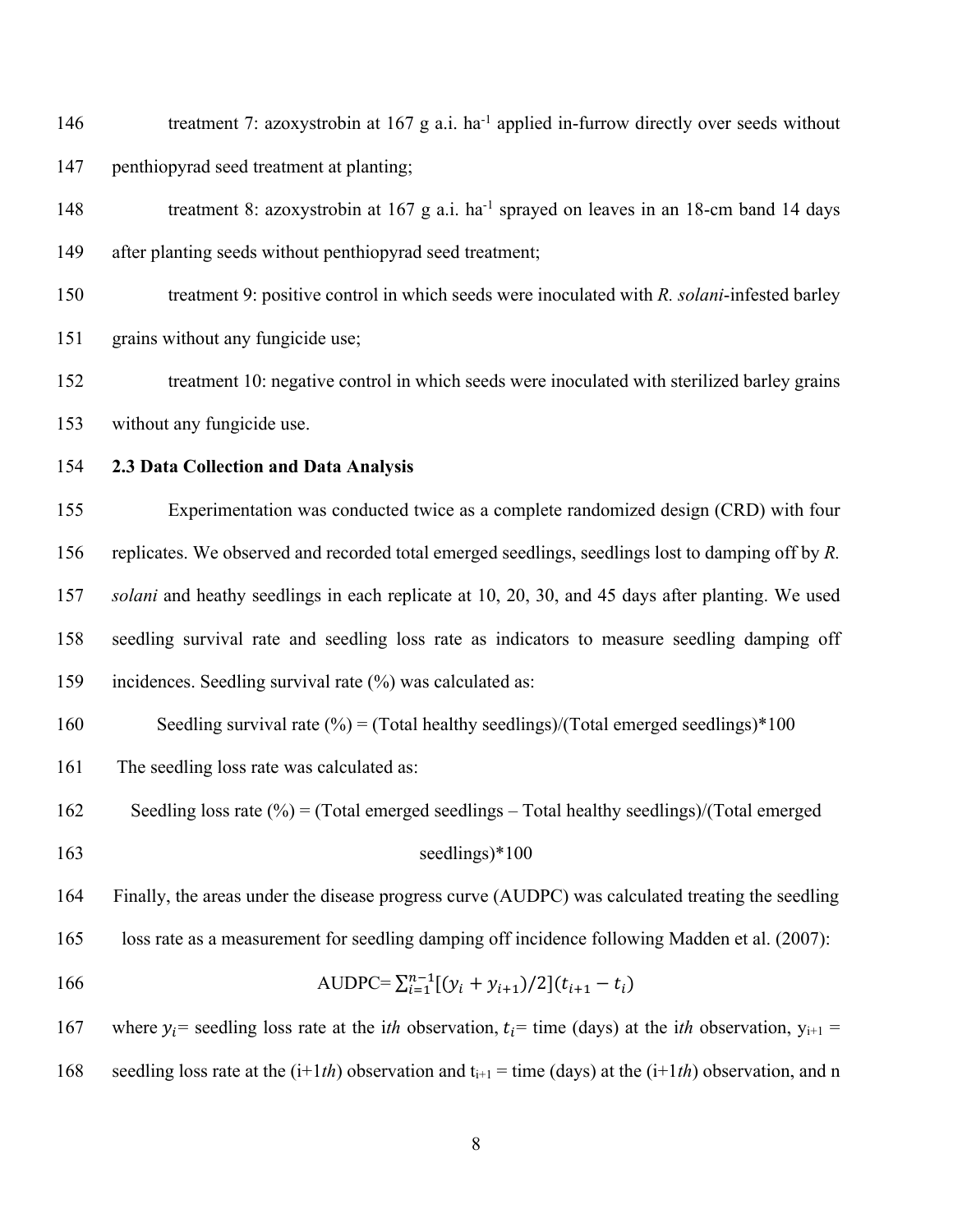treatment 7: azoxystrobin at 167 g a.i. $ha^{-1}$ applied in-furrow directly over seeds without penthiopyrad seed treatment at planting;

treatment 8: azoxystrobin at 167 g a.i. $ha^{-1}$ sprayed on leaves in an 18-cm band 14 days after planting seeds without penthiopyrad seed treatment;

treatment 9: positive control in which seeds were inoculated with *R. solani*-infested barley grains without any fungicide use;

treatment 10: negative control in which seeds were inoculated with sterilized barley grains without any fungicide use.

**2.3 Data Collection and Data Analysis**

Experimentation was conducted twice as a complete randomized design (CRD) with four replicates. We observed and recorded total emerged seedlings, seedlings lost to damping off by *R. solani* and heathy seedlings in each replicate at 10, 20, 30, and 45 days after planting. We used seedling survival rate and seedling loss rate as indicators to measure seedling damping off incidences. Seedling survival rate (%) was calculated as:

Seedling survival rate (%) = (Total healthy seedlings)/(Total emerged seedlings)*100

The seedling loss rate was calculated as:

Seedling loss rate (%) = (Total emerged seedlings – Total healthy seedlings)/(Total emerged seedlings)*100

Finally, the areas under the disease progress curve (AUDPC) was calculated treating the seedling loss rate as a measurement for seedling damping off incidence following Madden et al. (2007):

$$\text{AUDPC}=\sum_{i=1}^{n-1}[(y_i + y_{i+1})/2](t_{i+1} - t_i)$$

where $y_i$= seedling loss rate at the i*th* observation, $t_i$= time (days) at the i*th* observation, $y_{i+1}$ = seedling loss rate at the (i+1*th*) observation and $t_{i+1}$ = time (days) at the (i+1*th*) observation, and n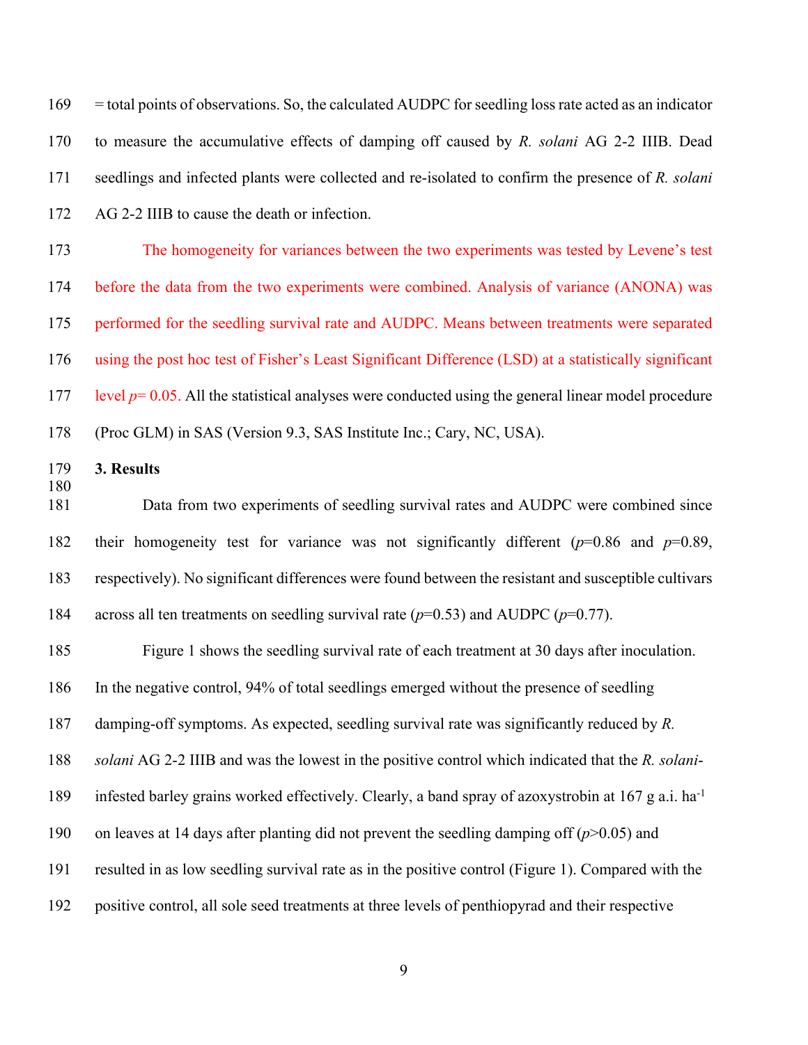= total points of observations. So, the calculated AUDPC for seedling loss rate acted as an indicator to measure the accumulative effects of damping off caused by *R. solani* AG 2-2 IIIB. Dead seedlings and infected plants were collected and re-isolated to confirm the presence of *R. solani* AG 2-2 IIIB to cause the death or infection.

The homogeneity for variances between the two experiments was tested by Levene's test before the data from the two experiments were combined. Analysis of variance (ANONA) was performed for the seedling survival rate and AUDPC. Means between treatments were separated using the post hoc test of Fisher's Least Significant Difference (LSD) at a statistically significant level $p= 0.05$. All the statistical analyses were conducted using the general linear model procedure (Proc GLM) in SAS (Version 9.3, SAS Institute Inc.; Cary, NC, USA).

## 3. Results

Data from two experiments of seedling survival rates and AUDPC were combined since their homogeneity test for variance was not significantly different ($p$=0.86 and $p$=0.89, respectively). No significant differences were found between the resistant and susceptible cultivars across all ten treatments on seedling survival rate ($p$=0.53) and AUDPC ($p$=0.77).

Figure 1 shows the seedling survival rate of each treatment at 30 days after inoculation. In the negative control, 94% of total seedlings emerged without the presence of seedling damping-off symptoms. As expected, seedling survival rate was significantly reduced by *R. solani* AG 2-2 IIIB and was the lowest in the positive control which indicated that the *R. solani*-infested barley grains worked effectively. Clearly, a band spray of azoxystrobin at 167 g a.i. $ha^{-1}$ on leaves at 14 days after planting did not prevent the seedling damping off ($p$>0.05) and resulted in as low seedling survival rate as in the positive control (Figure 1). Compared with the positive control, all sole seed treatments at three levels of penthiopyrad and their respective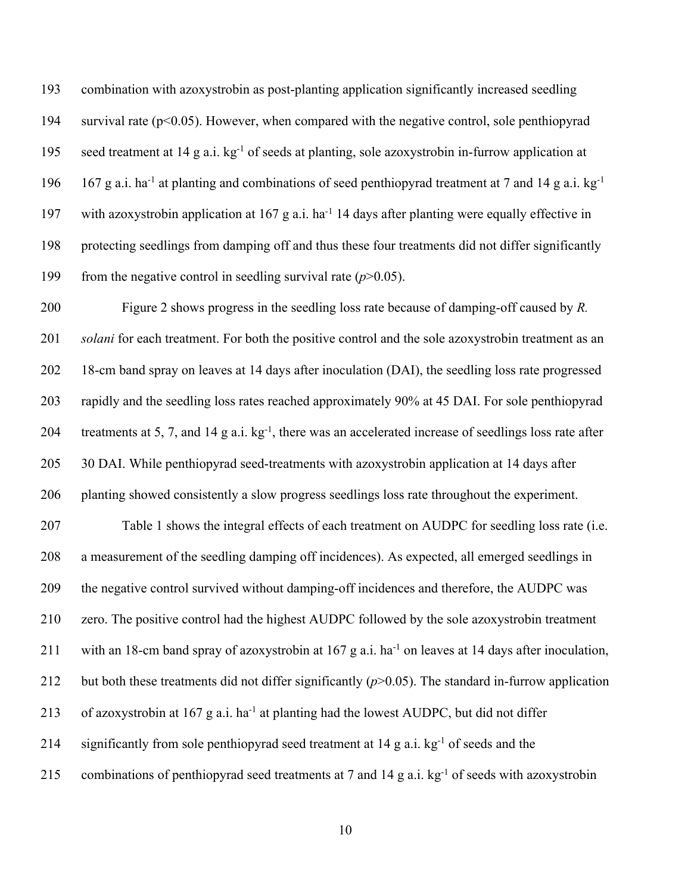combination with azoxystrobin as post-planting application significantly increased seedling survival rate ($p<0.05$). However, when compared with the negative control, sole penthiopyrad seed treatment at 14 g a.i. $kg^{-1}$ of seeds at planting, sole azoxystrobin in-furrow application at 167 g a.i. $ha^{-1}$ at planting and combinations of seed penthiopyrad treatment at 7 and 14 g a.i. $kg^{-1}$ with azoxystrobin application at 167 g a.i. $ha^{-1}$ 14 days after planting were equally effective in protecting seedlings from damping off and thus these four treatments did not differ significantly from the negative control in seedling survival rate ($p>0.05$).

Figure 2 shows progress in the seedling loss rate because of damping-off caused by *R. solani* for each treatment. For both the positive control and the sole azoxystrobin treatment as an 18-cm band spray on leaves at 14 days after inoculation (DAI), the seedling loss rate progressed rapidly and the seedling loss rates reached approximately 90% at 45 DAI. For sole penthiopyrad treatments at 5, 7, and 14 g a.i. $kg^{-1}$, there was an accelerated increase of seedlings loss rate after 30 DAI. While penthiopyrad seed-treatments with azoxystrobin application at 14 days after planting showed consistently a slow progress seedlings loss rate throughout the experiment.

Table 1 shows the integral effects of each treatment on AUDPC for seedling loss rate (i.e. a measurement of the seedling damping off incidences). As expected, all emerged seedlings in the negative control survived without damping-off incidences and therefore, the AUDPC was zero. The positive control had the highest AUDPC followed by the sole azoxystrobin treatment with an 18-cm band spray of azoxystrobin at 167 g a.i. $ha^{-1}$ on leaves at 14 days after inoculation, but both these treatments did not differ significantly ($p>0.05$). The standard in-furrow application of azoxystrobin at 167 g a.i. $ha^{-1}$ at planting had the lowest AUDPC, but did not differ significantly from sole penthiopyrad seed treatment at 14 g a.i. $kg^{-1}$ of seeds and the combinations of penthiopyrad seed treatments at 7 and 14 g a.i. $kg^{-1}$ of seeds with azoxystrobin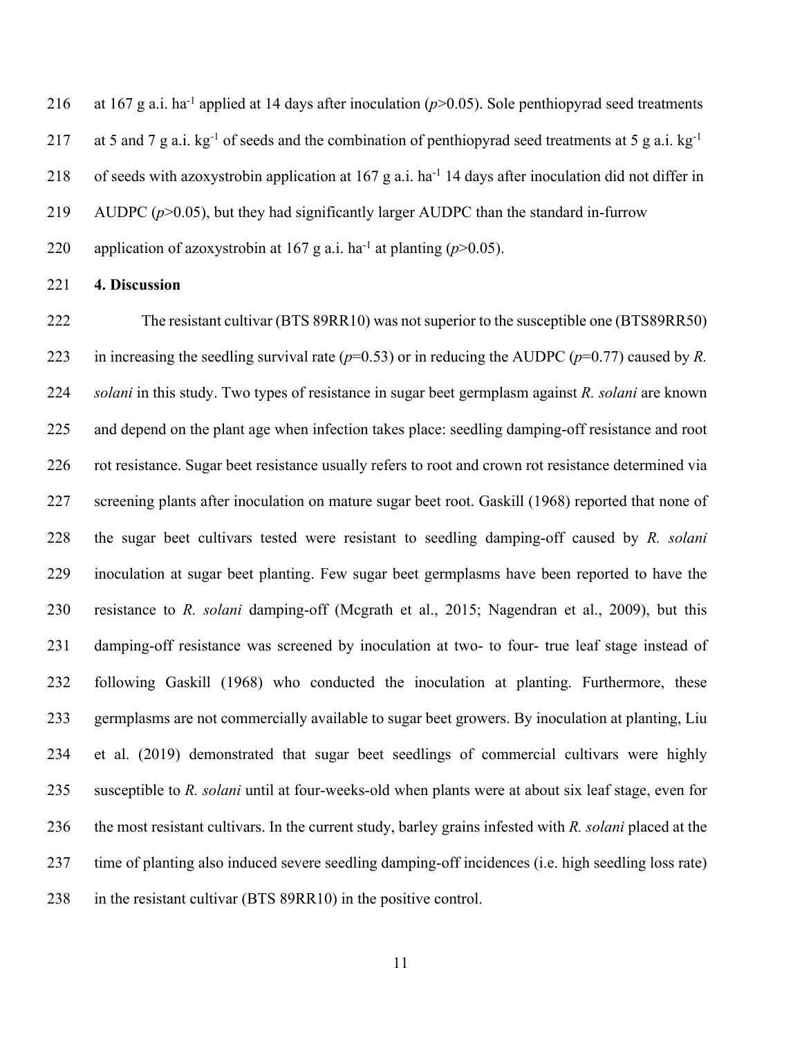at 167 g a.i. $ha^{-1}$ applied at 14 days after inoculation ($p>0.05$). Sole penthiopyrad seed treatments at 5 and 7 g a.i. $kg^{-1}$ of seeds and the combination of penthiopyrad seed treatments at 5 g a.i. $kg^{-1}$ of seeds with azoxystrobin application at 167 g a.i. $ha^{-1}$ 14 days after inoculation did not differ in AUDPC ($p>0.05$), but they had significantly larger AUDPC than the standard in-furrow application of azoxystrobin at 167 g a.i. $ha^{-1}$ at planting ($p>0.05$).

## 4. Discussion

The resistant cultivar (BTS 89RR10) was not superior to the susceptible one (BTS89RR50) in increasing the seedling survival rate ($p=0.53$) or in reducing the AUDPC ($p=0.77$) caused by *R. solani* in this study. Two types of resistance in sugar beet germplasm against *R. solani* are known and depend on the plant age when infection takes place: seedling damping-off resistance and root rot resistance. Sugar beet resistance usually refers to root and crown rot resistance determined via screening plants after inoculation on mature sugar beet root. Gaskill (1968) reported that none of the sugar beet cultivars tested were resistant to seedling damping-off caused by *R. solani* inoculation at sugar beet planting. Few sugar beet germplasms have been reported to have the resistance to *R. solani* damping-off (Mcgrath et al., 2015; Nagendran et al., 2009), but this damping-off resistance was screened by inoculation at two- to four- true leaf stage instead of following Gaskill (1968) who conducted the inoculation at planting. Furthermore, these germplasms are not commercially available to sugar beet growers. By inoculation at planting, Liu et al. (2019) demonstrated that sugar beet seedlings of commercial cultivars were highly susceptible to *R. solani* until at four-weeks-old when plants were at about six leaf stage, even for the most resistant cultivars. In the current study, barley grains infested with *R. solani* placed at the time of planting also induced severe seedling damping-off incidences (i.e. high seedling loss rate) in the resistant cultivar (BTS 89RR10) in the positive control.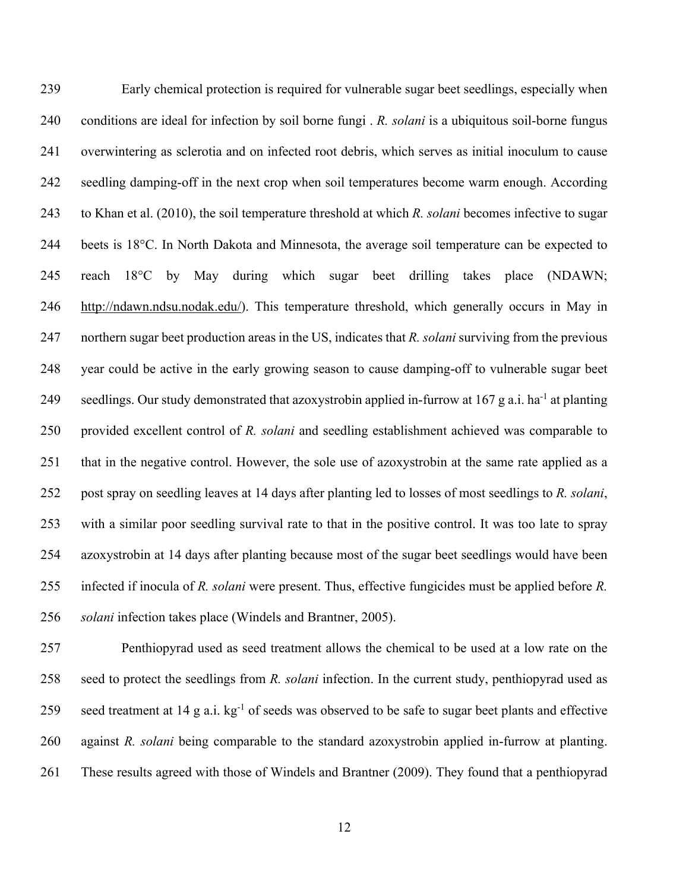Early chemical protection is required for vulnerable sugar beet seedlings, especially when conditions are ideal for infection by soil borne fungi . *R. solani* is a ubiquitous soil-borne fungus overwintering as sclerotia and on infected root debris, which serves as initial inoculum to cause seedling damping-off in the next crop when soil temperatures become warm enough. According to Khan et al. (2010), the soil temperature threshold at which *R. solani* becomes infective to sugar beets is 18°C. In North Dakota and Minnesota, the average soil temperature can be expected to reach 18°C by May during which sugar beet drilling takes place (NDAWN; http://ndawn.ndsu.nodak.edu/). This temperature threshold, which generally occurs in May in northern sugar beet production areas in the US, indicates that *R. solani* surviving from the previous year could be active in the early growing season to cause damping-off to vulnerable sugar beet seedlings. Our study demonstrated that azoxystrobin applied in-furrow at 167 g a.i. ha$^{-1}$ at planting provided excellent control of *R. solani* and seedling establishment achieved was comparable to that in the negative control. However, the sole use of azoxystrobin at the same rate applied as a post spray on seedling leaves at 14 days after planting led to losses of most seedlings to *R. solani*, with a similar poor seedling survival rate to that in the positive control. It was too late to spray azoxystrobin at 14 days after planting because most of the sugar beet seedlings would have been infected if inocula of *R. solani* were present. Thus, effective fungicides must be applied before *R. solani* infection takes place (Windels and Brantner, 2005).

Penthiopyrad used as seed treatment allows the chemical to be used at a low rate on the seed to protect the seedlings from *R. solani* infection. In the current study, penthiopyrad used as seed treatment at 14 g a.i. kg$^{-1}$ of seeds was observed to be safe to sugar beet plants and effective against *R. solani* being comparable to the standard azoxystrobin applied in-furrow at planting. These results agreed with those of Windels and Brantner (2009). They found that a penthiopyrad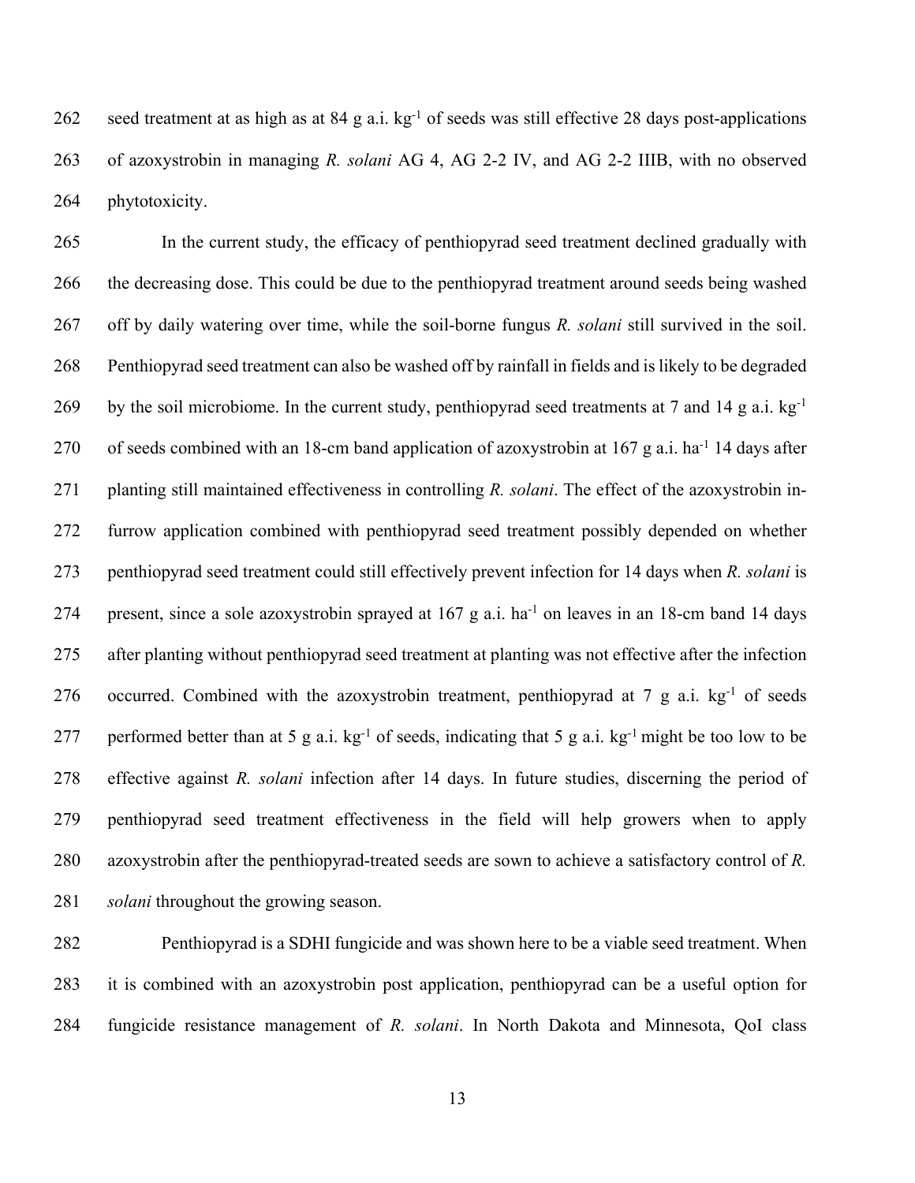seed treatment at as high as at 84 g a.i. $kg^{-1}$ of seeds was still effective 28 days post-applications of azoxystrobin in managing *R. solani* AG 4, AG 2-2 IV, and AG 2-2 IIIB, with no observed phytotoxicity.

In the current study, the efficacy of penthiopyrad seed treatment declined gradually with the decreasing dose. This could be due to the penthiopyrad treatment around seeds being washed off by daily watering over time, while the soil-borne fungus *R. solani* still survived in the soil. Penthiopyrad seed treatment can also be washed off by rainfall in fields and is likely to be degraded by the soil microbiome. In the current study, penthiopyrad seed treatments at 7 and 14 g a.i. $kg^{-1}$ of seeds combined with an 18-cm band application of azoxystrobin at 167 g a.i. $ha^{-1}$ 14 days after planting still maintained effectiveness in controlling *R. solani*. The effect of the azoxystrobin in-furrow application combined with penthiopyrad seed treatment possibly depended on whether penthiopyrad seed treatment could still effectively prevent infection for 14 days when *R. solani* is present, since a sole azoxystrobin sprayed at 167 g a.i. $ha^{-1}$ on leaves in an 18-cm band 14 days after planting without penthiopyrad seed treatment at planting was not effective after the infection occurred. Combined with the azoxystrobin treatment, penthiopyrad at 7 g a.i. $kg^{-1}$ of seeds performed better than at 5 g a.i. $kg^{-1}$ of seeds, indicating that 5 g a.i. $kg^{-1}$ might be too low to be effective against *R. solani* infection after 14 days. In future studies, discerning the period of penthiopyrad seed treatment effectiveness in the field will help growers when to apply azoxystrobin after the penthiopyrad-treated seeds are sown to achieve a satisfactory control of *R. solani* throughout the growing season.

Penthiopyrad is a SDHI fungicide and was shown here to be a viable seed treatment. When it is combined with an azoxystrobin post application, penthiopyrad can be a useful option for fungicide resistance management of *R. solani*. In North Dakota and Minnesota, QoI class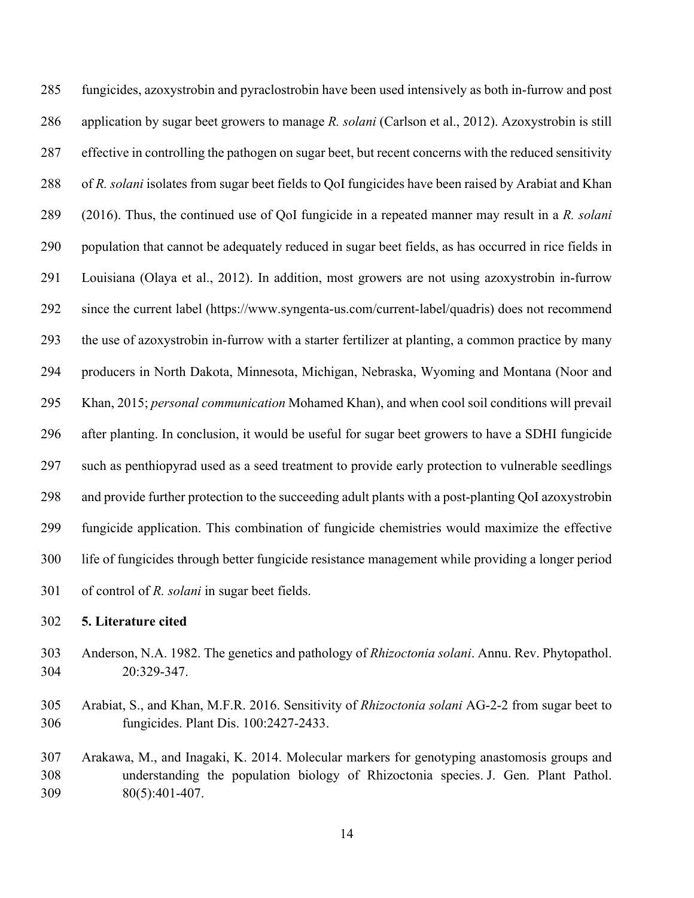fungicides, azoxystrobin and pyraclostrobin have been used intensively as both in-furrow and post application by sugar beet growers to manage *R. solani* (Carlson et al., 2012). Azoxystrobin is still effective in controlling the pathogen on sugar beet, but recent concerns with the reduced sensitivity of *R. solani* isolates from sugar beet fields to QoI fungicides have been raised by Arabiat and Khan (2016). Thus, the continued use of QoI fungicide in a repeated manner may result in a *R. solani* population that cannot be adequately reduced in sugar beet fields, as has occurred in rice fields in Louisiana (Olaya et al., 2012). In addition, most growers are not using azoxystrobin in-furrow since the current label (https://www.syngenta-us.com/current-label/quadris) does not recommend the use of azoxystrobin in-furrow with a starter fertilizer at planting, a common practice by many producers in North Dakota, Minnesota, Michigan, Nebraska, Wyoming and Montana (Noor and Khan, 2015; *personal communication* Mohamed Khan), and when cool soil conditions will prevail after planting. In conclusion, it would be useful for sugar beet growers to have a SDHI fungicide such as penthiopyrad used as a seed treatment to provide early protection to vulnerable seedlings and provide further protection to the succeeding adult plants with a post-planting QoI azoxystrobin fungicide application. This combination of fungicide chemistries would maximize the effective life of fungicides through better fungicide resistance management while providing a longer period of control of *R. solani* in sugar beet fields.

## 5. Literature cited

Anderson, N.A. 1982. The genetics and pathology of *Rhizoctonia solani*. Annu. Rev. Phytopathol. 20:329-347.

Arabiat, S., and Khan, M.F.R. 2016. Sensitivity of *Rhizoctonia solani* AG-2-2 from sugar beet to fungicides. Plant Dis. 100:2427-2433.

Arakawa, M., and Inagaki, K. 2014. Molecular markers for genotyping anastomosis groups and understanding the population biology of Rhizoctonia species. J. Gen. Plant Pathol. 80(5):401-407.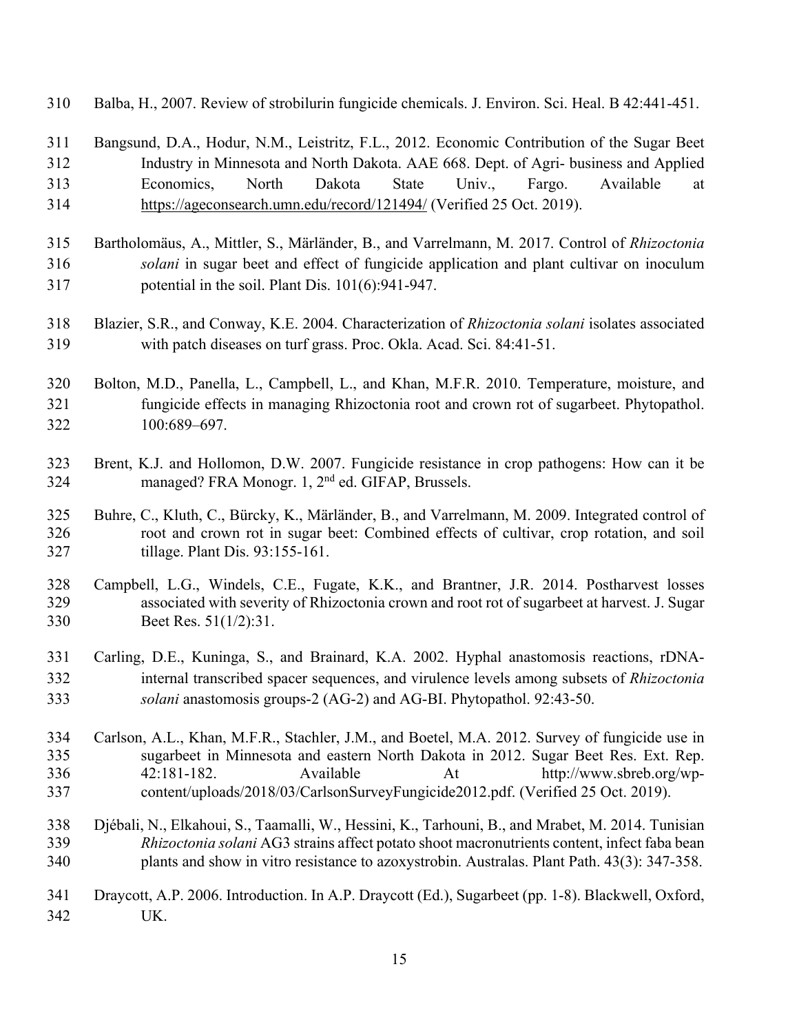Balba, H., 2007. Review of strobilurin fungicide chemicals. J. Environ. Sci. Heal. B 42:441-451.

Bangsund, D.A., Hodur, N.M., Leistritz, F.L., 2012. Economic Contribution of the Sugar Beet Industry in Minnesota and North Dakota. AAE 668. Dept. of Agri- business and Applied Economics, North Dakota State Univ., Fargo. Available at https://ageconsearch.umn.edu/record/121494/ (Verified 25 Oct. 2019).

Bartholomäus, A., Mittler, S., Märländer, B., and Varrelmann, M. 2017. Control of *Rhizoctonia solani* in sugar beet and effect of fungicide application and plant cultivar on inoculum potential in the soil. Plant Dis. 101(6):941-947.

Blazier, S.R., and Conway, K.E. 2004. Characterization of *Rhizoctonia solani* isolates associated with patch diseases on turf grass. Proc. Okla. Acad. Sci. 84:41-51.

Bolton, M.D., Panella, L., Campbell, L., and Khan, M.F.R. 2010. Temperature, moisture, and fungicide effects in managing Rhizoctonia root and crown rot of sugarbeet. Phytopathol. 100:689–697.

Brent, K.J. and Hollomon, D.W. 2007. Fungicide resistance in crop pathogens: How can it be managed? FRA Monogr. 1, 2nd ed. GIFAP, Brussels.

Buhre, C., Kluth, C., Bürcky, K., Märländer, B., and Varrelmann, M. 2009. Integrated control of root and crown rot in sugar beet: Combined effects of cultivar, crop rotation, and soil tillage. Plant Dis. 93:155-161.

Campbell, L.G., Windels, C.E., Fugate, K.K., and Brantner, J.R. 2014. Postharvest losses associated with severity of Rhizoctonia crown and root rot of sugarbeet at harvest. J. Sugar Beet Res. 51(1/2):31.

Carling, D.E., Kuninga, S., and Brainard, K.A. 2002. Hyphal anastomosis reactions, rDNA-internal transcribed spacer sequences, and virulence levels among subsets of *Rhizoctonia solani* anastomosis groups-2 (AG-2) and AG-BI. Phytopathol. 92:43-50.

Carlson, A.L., Khan, M.F.R., Stachler, J.M., and Boetel, M.A. 2012. Survey of fungicide use in sugarbeet in Minnesota and eastern North Dakota in 2012. Sugar Beet Res. Ext. Rep. 42:181-182. Available At http://www.sbreb.org/wp-content/uploads/2018/03/CarlsonSurveyFungicide2012.pdf. (Verified 25 Oct. 2019).

Djébali, N., Elkahoui, S., Taamalli, W., Hessini, K., Tarhouni, B., and Mrabet, M. 2014. Tunisian *Rhizoctonia solani* AG3 strains affect potato shoot macronutrients content, infect faba bean plants and show in vitro resistance to azoxystrobin. Australas. Plant Path. 43(3): 347-358.

Draycott, A.P. 2006. Introduction. In A.P. Draycott (Ed.), Sugarbeet (pp. 1-8). Blackwell, Oxford, UK.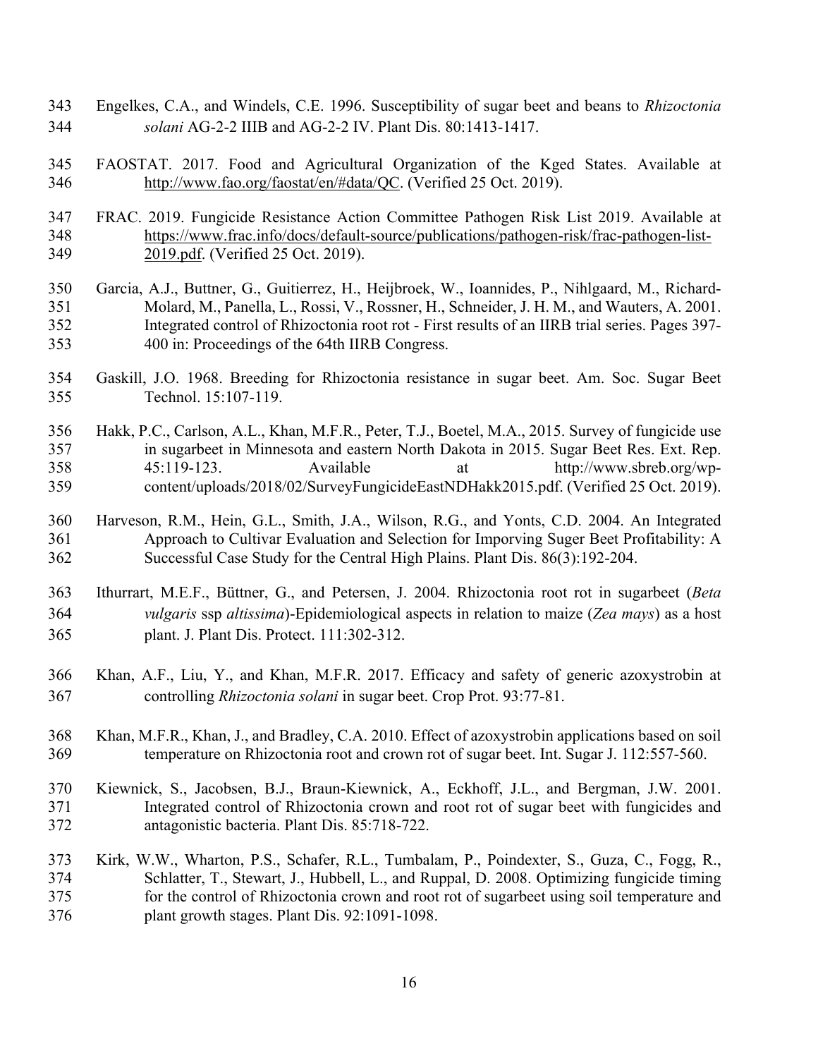Engelkes, C.A., and Windels, C.E. 1996. Susceptibility of sugar beet and beans to *Rhizoctonia solani* AG-2-2 IIIB and AG-2-2 IV. Plant Dis. 80:1413-1417.

FAOSTAT. 2017. Food and Agricultural Organization of the Kged States. Available at http://www.fao.org/faostat/en/#data/QC. (Verified 25 Oct. 2019).

FRAC. 2019. Fungicide Resistance Action Committee Pathogen Risk List 2019. Available at https://www.frac.info/docs/default-source/publications/pathogen-risk/frac-pathogen-list-2019.pdf. (Verified 25 Oct. 2019).

Garcia, A.J., Buttner, G., Guitierrez, H., Heijbroek, W., Ioannides, P., Nihlgaard, M., Richard-Molard, M., Panella, L., Rossi, V., Rossner, H., Schneider, J. H. M., and Wauters, A. 2001. Integrated control of Rhizoctonia root rot - First results of an IIRB trial series. Pages 397-400 in: Proceedings of the 64th IIRB Congress.

Gaskill, J.O. 1968. Breeding for Rhizoctonia resistance in sugar beet. Am. Soc. Sugar Beet Technol. 15:107-119.

Hakk, P.C., Carlson, A.L., Khan, M.F.R., Peter, T.J., Boetel, M.A., 2015. Survey of fungicide use in sugarbeet in Minnesota and eastern North Dakota in 2015. Sugar Beet Res. Ext. Rep. 45:119-123. Available at http://www.sbreb.org/wp-content/uploads/2018/02/SurveyFungicideEastNDHakk2015.pdf. (Verified 25 Oct. 2019).

Harveson, R.M., Hein, G.L., Smith, J.A., Wilson, R.G., and Yonts, C.D. 2004. An Integrated Approach to Cultivar Evaluation and Selection for Imporving Suger Beet Profitability: A Successful Case Study for the Central High Plains. Plant Dis. 86(3):192-204.

Ithurrart, M.E.F., Büttner, G., and Petersen, J. 2004. Rhizoctonia root rot in sugarbeet (*Beta vulgaris* ssp *altissima*)-Epidemiological aspects in relation to maize (*Zea mays*) as a host plant. J. Plant Dis. Protect. 111:302-312.

Khan, A.F., Liu, Y., and Khan, M.F.R. 2017. Efficacy and safety of generic azoxystrobin at controlling *Rhizoctonia solani* in sugar beet. Crop Prot. 93:77-81.

Khan, M.F.R., Khan, J., and Bradley, C.A. 2010. Effect of azoxystrobin applications based on soil temperature on Rhizoctonia root and crown rot of sugar beet. Int. Sugar J. 112:557-560.

Kiewnick, S., Jacobsen, B.J., Braun-Kiewnick, A., Eckhoff, J.L., and Bergman, J.W. 2001. Integrated control of Rhizoctonia crown and root rot of sugar beet with fungicides and antagonistic bacteria. Plant Dis. 85:718-722.

Kirk, W.W., Wharton, P.S., Schafer, R.L., Tumbalam, P., Poindexter, S., Guza, C., Fogg, R., Schlatter, T., Stewart, J., Hubbell, L., and Ruppal, D. 2008. Optimizing fungicide timing for the control of Rhizoctonia crown and root rot of sugarbeet using soil temperature and plant growth stages. Plant Dis. 92:1091-1098.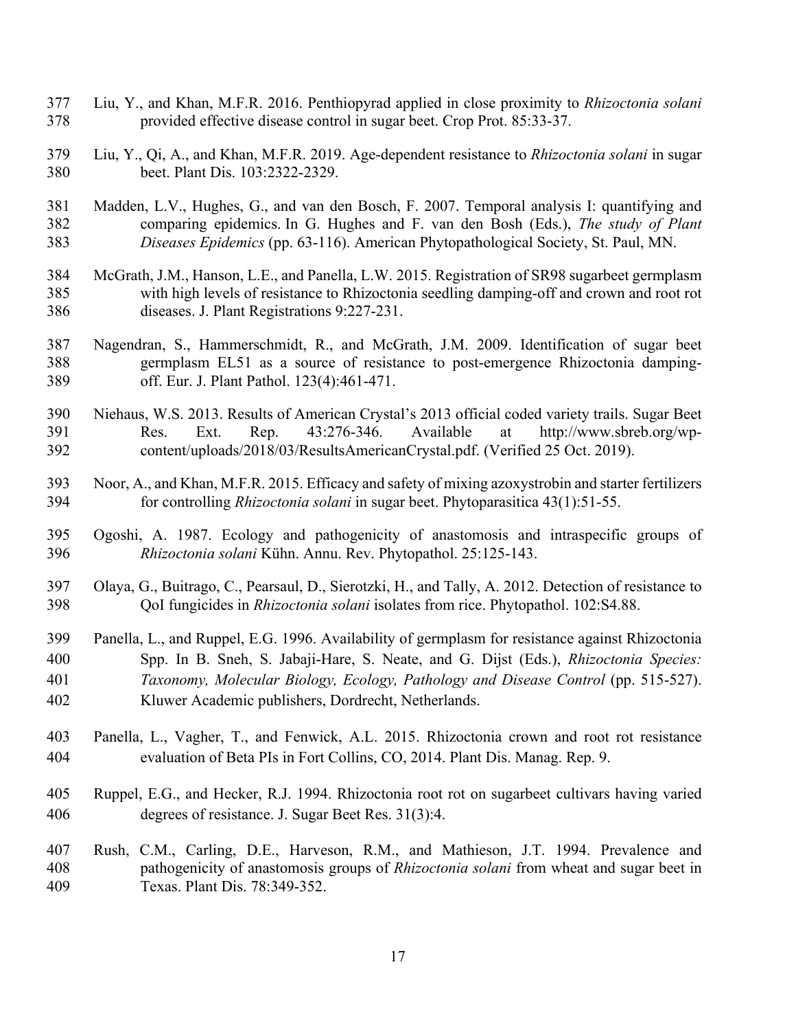Liu, Y., and Khan, M.F.R. 2016. Penthiopyrad applied in close proximity to *Rhizoctonia solani* provided effective disease control in sugar beet. Crop Prot. 85:33-37.

Liu, Y., Qi, A., and Khan, M.F.R. 2019. Age-dependent resistance to *Rhizoctonia solani* in sugar beet. Plant Dis. 103:2322-2329.

Madden, L.V., Hughes, G., and van den Bosch, F. 2007. Temporal analysis I: quantifying and comparing epidemics. In G. Hughes and F. van den Bosh (Eds.), *The study of Plant Diseases Epidemics* (pp. 63-116). American Phytopathological Society, St. Paul, MN.

McGrath, J.M., Hanson, L.E., and Panella, L.W. 2015. Registration of SR98 sugarbeet germplasm with high levels of resistance to Rhizoctonia seedling damping-off and crown and root rot diseases. J. Plant Registrations 9:227-231.

Nagendran, S., Hammerschmidt, R., and McGrath, J.M. 2009. Identification of sugar beet germplasm EL51 as a source of resistance to post-emergence Rhizoctonia damping-off. Eur. J. Plant Pathol. 123(4):461-471.

Niehaus, W.S. 2013. Results of American Crystal's 2013 official coded variety trails. Sugar Beet Res. Ext. Rep. 43:276-346. Available at http://www.sbreb.org/wp-content/uploads/2018/03/ResultsAmericanCrystal.pdf. (Verified 25 Oct. 2019).

Noor, A., and Khan, M.F.R. 2015. Efficacy and safety of mixing azoxystrobin and starter fertilizers for controlling *Rhizoctonia solani* in sugar beet. Phytoparasitica 43(1):51-55.

Ogoshi, A. 1987. Ecology and pathogenicity of anastomosis and intraspecific groups of *Rhizoctonia solani* Kühn. Annu. Rev. Phytopathol. 25:125-143.

Olaya, G., Buitrago, C., Pearsaul, D., Sierotzki, H., and Tally, A. 2012. Detection of resistance to QoI fungicides in *Rhizoctonia solani* isolates from rice. Phytopathol. 102:S4.88.

Panella, L., and Ruppel, E.G. 1996. Availability of germplasm for resistance against Rhizoctonia Spp. In B. Sneh, S. Jabaji-Hare, S. Neate, and G. Dijst (Eds.), *Rhizoctonia Species: Taxonomy, Molecular Biology, Ecology, Pathology and Disease Control* (pp. 515-527). Kluwer Academic publishers, Dordrecht, Netherlands.

Panella, L., Vagher, T., and Fenwick, A.L. 2015. Rhizoctonia crown and root rot resistance evaluation of Beta PIs in Fort Collins, CO, 2014. Plant Dis. Manag. Rep. 9.

Ruppel, E.G., and Hecker, R.J. 1994. Rhizoctonia root rot on sugarbeet cultivars having varied degrees of resistance. J. Sugar Beet Res. 31(3):4.

Rush, C.M., Carling, D.E., Harveson, R.M., and Mathieson, J.T. 1994. Prevalence and pathogenicity of anastomosis groups of *Rhizoctonia solani* from wheat and sugar beet in Texas. Plant Dis. 78:349-352.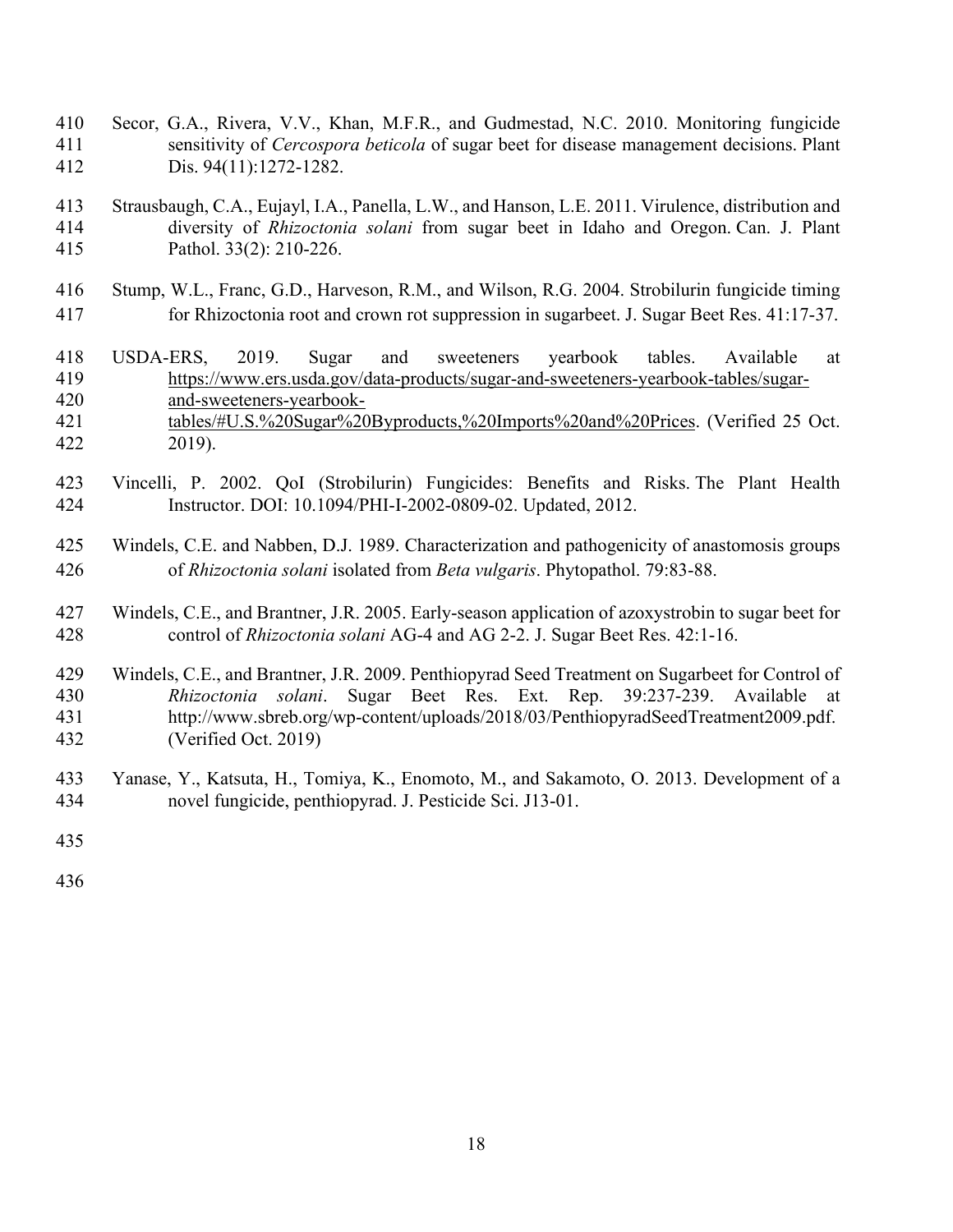Secor, G.A., Rivera, V.V., Khan, M.F.R., and Gudmestad, N.C. 2010. Monitoring fungicide sensitivity of *Cercospora beticola* of sugar beet for disease management decisions. Plant Dis. 94(11):1272-1282.

Strausbaugh, C.A., Eujayl, I.A., Panella, L.W., and Hanson, L.E. 2011. Virulence, distribution and diversity of *Rhizoctonia solani* from sugar beet in Idaho and Oregon. Can. J. Plant Pathol. 33(2): 210-226.

Stump, W.L., Franc, G.D., Harveson, R.M., and Wilson, R.G. 2004. Strobilurin fungicide timing for Rhizoctonia root and crown rot suppression in sugarbeet. J. Sugar Beet Res. 41:17-37.

USDA-ERS, 2019. Sugar and sweeteners yearbook tables. Available at https://www.ers.usda.gov/data-products/sugar-and-sweeteners-yearbook-tables/sugar-and-sweeteners-yearbook-tables/#U.S.%20Sugar%20Byproducts,%20Imports%20and%20Prices. (Verified 25 Oct. 2019).

Vincelli, P. 2002. QoI (Strobilurin) Fungicides: Benefits and Risks. The Plant Health Instructor. DOI: 10.1094/PHI-I-2002-0809-02. Updated, 2012.

Windels, C.E. and Nabben, D.J. 1989. Characterization and pathogenicity of anastomosis groups of *Rhizoctonia solani* isolated from *Beta vulgaris*. Phytopathol. 79:83-88.

Windels, C.E., and Brantner, J.R. 2005. Early-season application of azoxystrobin to sugar beet for control of *Rhizoctonia solani* AG-4 and AG 2-2. J. Sugar Beet Res. 42:1-16.

Windels, C.E., and Brantner, J.R. 2009. Penthiopyrad Seed Treatment on Sugarbeet for Control of *Rhizoctonia solani*. Sugar Beet Res. Ext. Rep. 39:237-239. Available at http://www.sbreb.org/wp-content/uploads/2018/03/PenthiopyradSeedTreatment2009.pdf. (Verified Oct. 2019)

Yanase, Y., Katsuta, H., Tomiya, K., Enomoto, M., and Sakamoto, O. 2013. Development of a novel fungicide, penthiopyrad. J. Pesticide Sci. J13-01.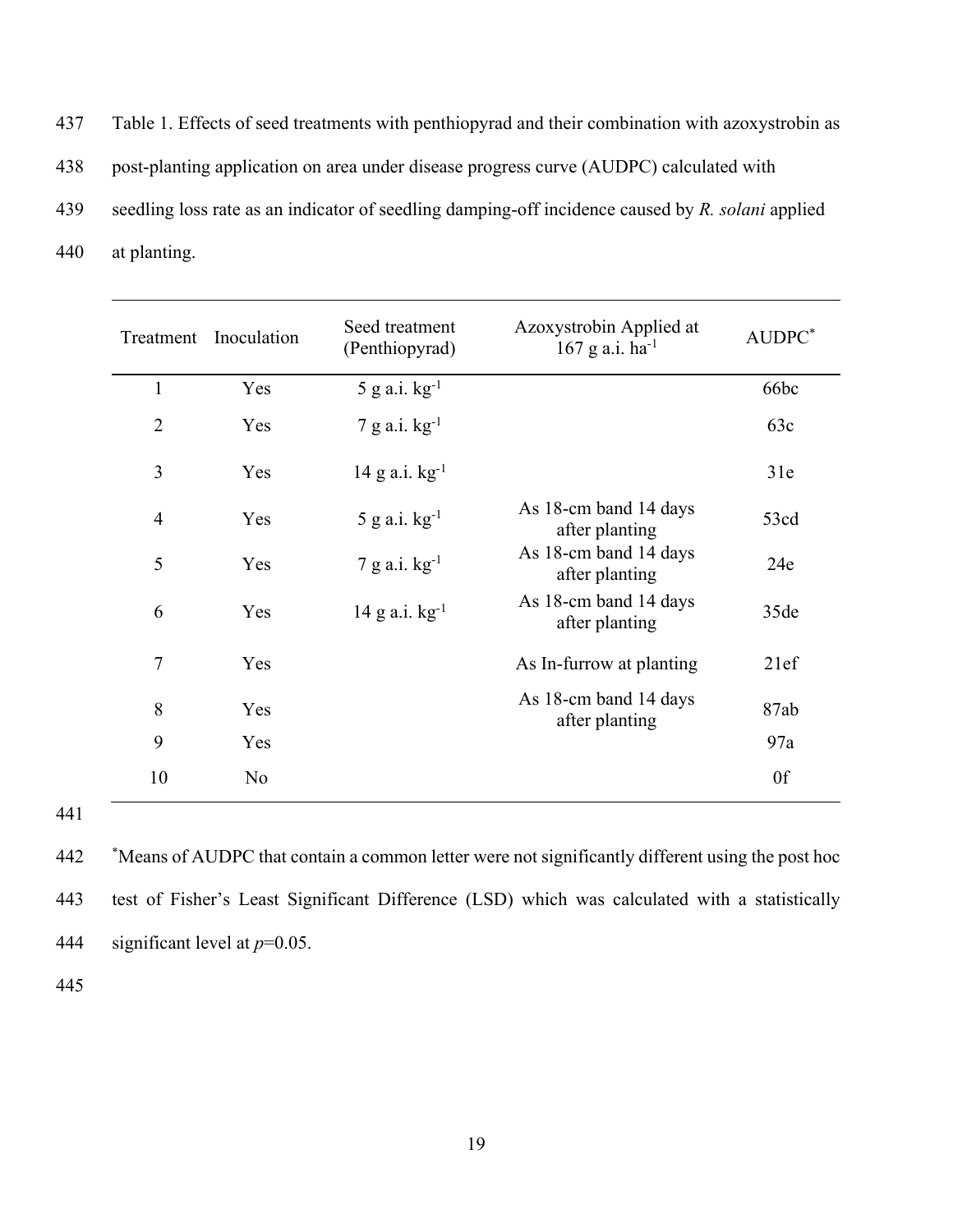Table 1. Effects of seed treatments with penthiopyrad and their combination with azoxystrobin as post-planting application on area under disease progress curve (AUDPC) calculated with seedling loss rate as an indicator of seedling damping-off incidence caused by *R. solani* applied at planting.

| Treatment | Inoculation | Seed treatment (Penthiopyrad) | Azoxystrobin Applied at 167 g a.i. $ha^{-1}$ | AUDPC* |
|---|---|---|---|---|
| 1 | Yes | 5 g a.i. $kg^{-1}$ | | 66bc |
| 2 | Yes | 7 g a.i. $kg^{-1}$ | | 63c |
| 3 | Yes | 14 g a.i. $kg^{-1}$ | | 31e |
| 4 | Yes | 5 g a.i. $kg^{-1}$ | As 18-cm band 14 days after planting | 53cd |
| 5 | Yes | 7 g a.i. $kg^{-1}$ | As 18-cm band 14 days after planting | 24e |
| 6 | Yes | 14 g a.i. $kg^{-1}$ | As 18-cm band 14 days after planting | 35de |
| 7 | Yes | | As In-furrow at planting | 21ef |
| 8 | Yes | | As 18-cm band 14 days after planting | 87ab |
| 9 | Yes | | | 97a |
| 10 | No | | | 0f |

*Means of AUDPC that contain a common letter were not significantly different using the post hoc test of Fisher's Least Significant Difference (LSD) which was calculated with a statistically significant level at $p$=0.05.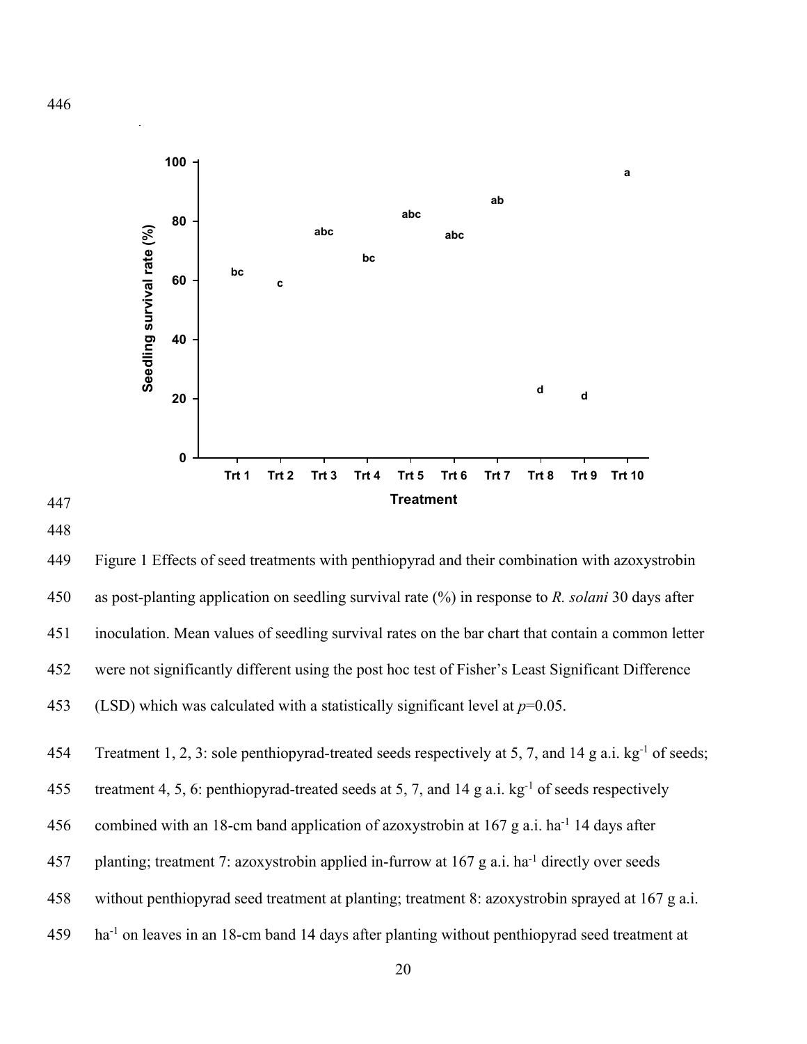Figure 1 Effects of seed treatments with penthiopyrad and their combination with azoxystrobin as post-planting application on seedling survival rate (%) in response to *R. solani* 30 days after inoculation. Mean values of seedling survival rates on the bar chart that contain a common letter were not significantly different using the post hoc test of Fisher's Least Significant Difference (LSD) which was calculated with a statistically significant level at $p$=0.05.

Treatment 1, 2, 3: sole penthiopyrad-treated seeds respectively at 5, 7, and 14 g a.i. $kg^{-1}$ of seeds; treatment 4, 5, 6: penthiopyrad-treated seeds at 5, 7, and 14 g a.i. $kg^{-1}$ of seeds respectively combined with an 18-cm band application of azoxystrobin at 167 g a.i. $ha^{-1}$ 14 days after planting; treatment 7: azoxystrobin applied in-furrow at 167 g a.i. $ha^{-1}$ directly over seeds without penthiopyrad seed treatment at planting; treatment 8: azoxystrobin sprayed at 167 g a.i. $ha^{-1}$ on leaves in an 18-cm band 14 days after planting without penthiopyrad seed treatment at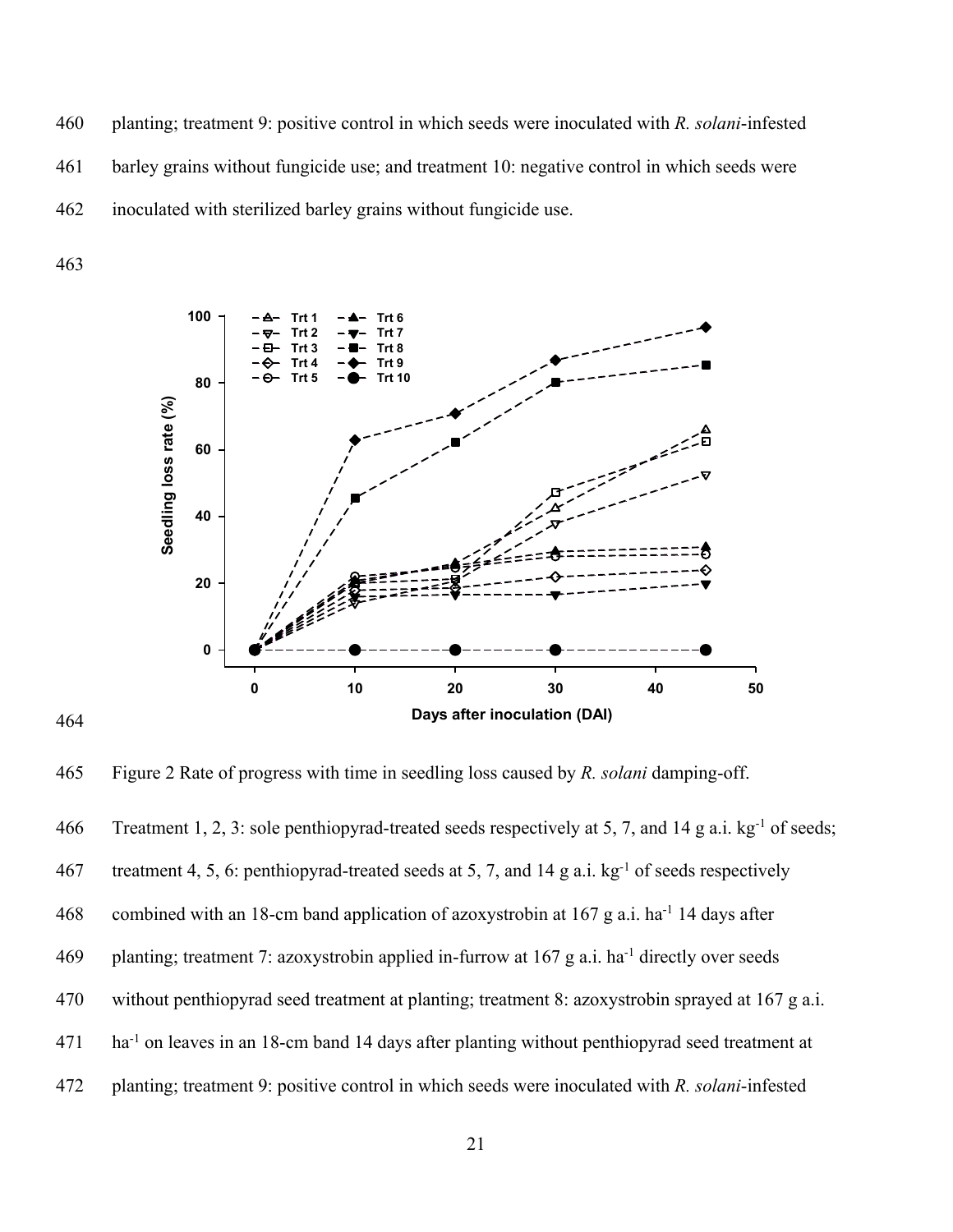planting; treatment 9: positive control in which seeds were inoculated with *R. solani*-infested barley grains without fungicide use; and treatment 10: negative control in which seeds were inoculated with sterilized barley grains without fungicide use.

Figure 2 Rate of progress with time in seedling loss caused by *R. solani* damping-off.

Treatment 1, 2, 3: sole penthiopyrad-treated seeds respectively at 5, 7, and 14 g a.i. $kg^{-1}$ of seeds; treatment 4, 5, 6: penthiopyrad-treated seeds at 5, 7, and 14 g a.i. $kg^{-1}$ of seeds respectively combined with an 18-cm band application of azoxystrobin at 167 g a.i. $ha^{-1}$ 14 days after planting; treatment 7: azoxystrobin applied in-furrow at 167 g a.i. $ha^{-1}$ directly over seeds without penthiopyrad seed treatment at planting; treatment 8: azoxystrobin sprayed at 167 g a.i. $ha^{-1}$ on leaves in an 18-cm band 14 days after planting without penthiopyrad seed treatment at planting; treatment 9: positive control in which seeds were inoculated with *R. solani*-infested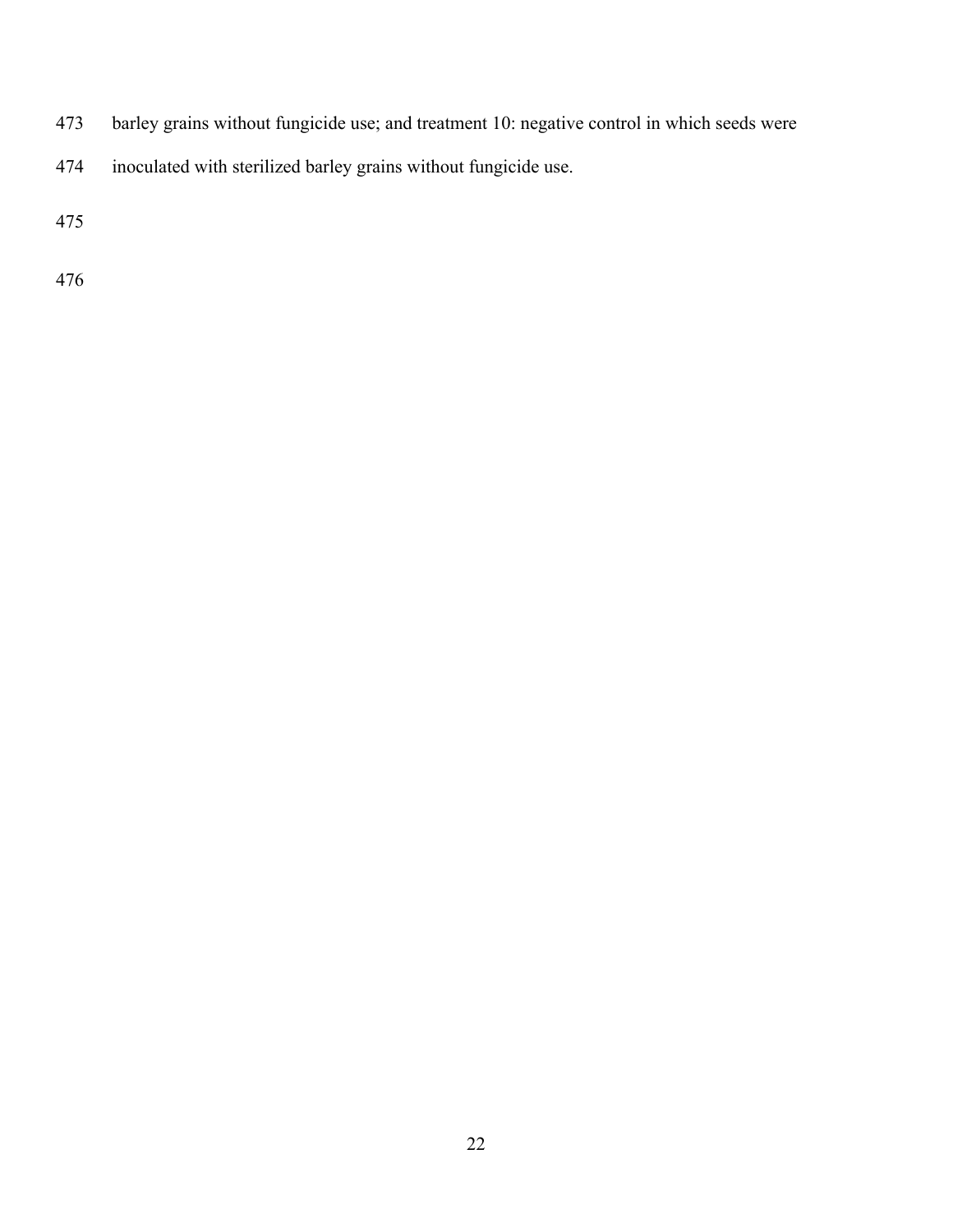barley grains without fungicide use; and treatment 10: negative control in which seeds were inoculated with sterilized barley grains without fungicide use.